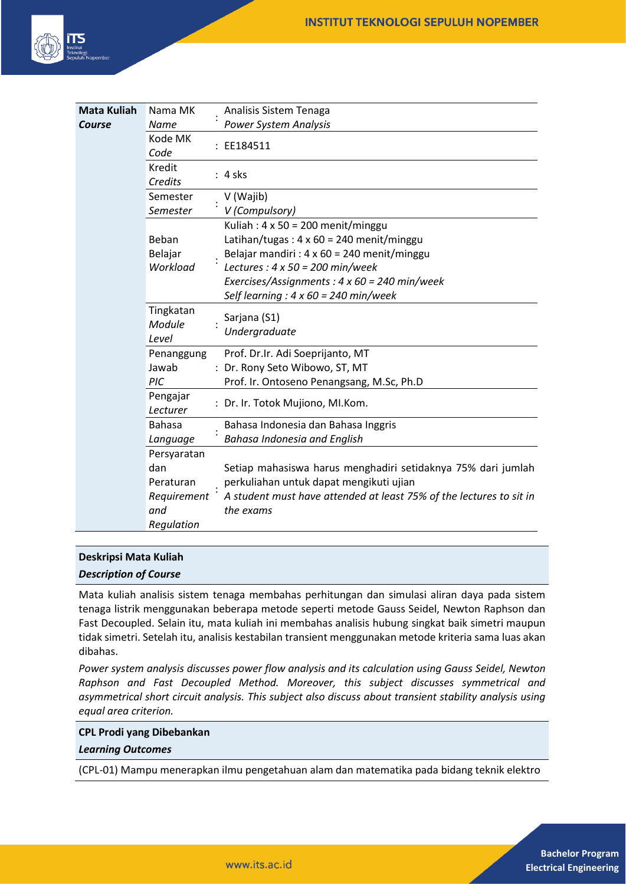| Mata Kuliah *Course* | | | |
|---|---|---|---|
| | Nama MK *Name* | : | Analisis Sistem Tenaga *Power System Analysis* |
| | Kode MK *Code* | : | EE184511 |
| | Kredit *Credits* | : | 4 sks |
| | Semester *Semester* | : | V (Wajib) *V (Compulsory)* |
| | Beban Belajar *Workload* | : | Kuliah : 4 x 50 = 200 menit/minggu<br>Latihan/tugas : 4 x 60 = 240 menit/minggu<br>Belajar mandiri : 4 x 60 = 240 menit/minggu<br>*Lectures : 4 x 50 = 200 min/week*<br>*Exercises/Assignments : 4 x 60 = 240 min/week*<br>*Self learning : 4 x 60 = 240 min/week* |
| | Tingkatan *Module Level* | : | Sarjana (S1) *Undergraduate* |
| | Penanggung Jawab *PIC* | : | Prof. Dr.Ir. Adi Soeprijanto, MT<br>Dr. Rony Seto Wibowo, ST, MT<br>Prof. Ir. Ontoseno Penangsang, M.Sc, Ph.D |
| | Pengajar *Lecturer* | : | Dr. Ir. Totok Mujiono, MI.Kom. |
| | Bahasa *Language* | : | Bahasa Indonesia dan Bahasa Inggris *Bahasa Indonesia and English* |
| | Persyaratan dan Peraturan *Requirement and Regulation* | : | Setiap mahasiswa harus menghadiri setidaknya 75% dari jumlah perkuliahan untuk dapat mengikuti ujian<br>*A student must have attended at least 75% of the lectures to sit in the exams* |

**Deskripsi Mata Kuliah**
***Description of Course***

Mata kuliah analisis sistem tenaga membahas perhitungan dan simulasi aliran daya pada sistem tenaga listrik menggunakan beberapa metode seperti metode Gauss Seidel, Newton Raphson dan Fast Decoupled. Selain itu, mata kuliah ini membahas analisis hubung singkat baik simetri maupun tidak simetri. Setelah itu, analisis kestabilan transient menggunakan metode kriteria sama luas akan dibahas.

*Power system analysis discusses power flow analysis and its calculation using Gauss Seidel, Newton Raphson and Fast Decoupled Method. Moreover, this subject discusses symmetrical and asymmetrical short circuit analysis. This subject also discuss about transient stability analysis using equal area criterion.*

**CPL Prodi yang Dibebankan**
***Learning Outcomes***

(CPL-01) Mampu menerapkan ilmu pengetahuan alam dan matematika pada bidang teknik elektro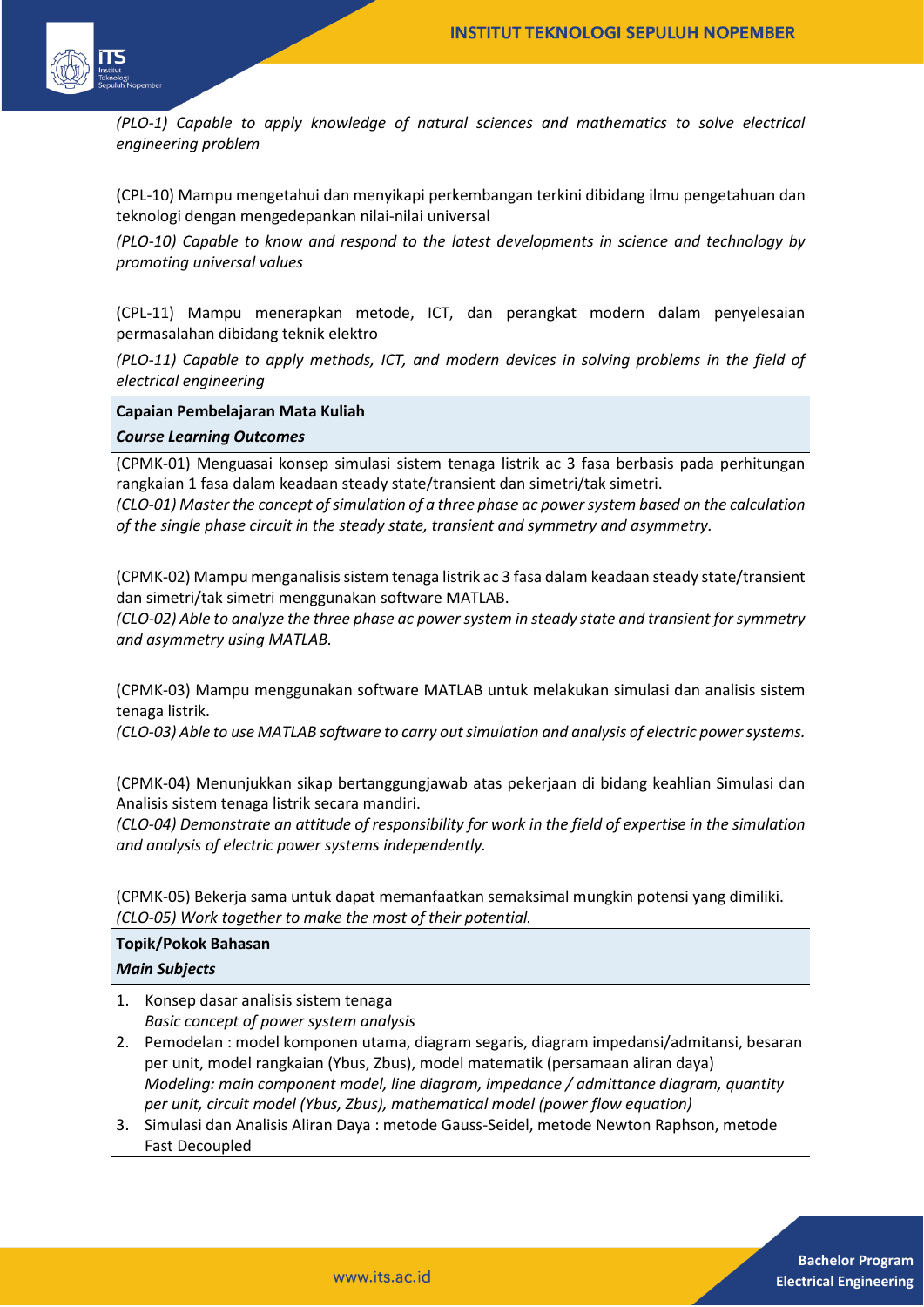*(PLO-1) Capable to apply knowledge of natural sciences and mathematics to solve electrical engineering problem*

(CPL-10) Mampu mengetahui dan menyikapi perkembangan terkini dibidang ilmu pengetahuan dan teknologi dengan mengedepankan nilai-nilai universal

*(PLO-10) Capable to know and respond to the latest developments in science and technology by promoting universal values*

(CPL-11) Mampu menerapkan metode, ICT, dan perangkat modern dalam penyelesaian permasalahan dibidang teknik elektro

*(PLO-11) Capable to apply methods, ICT, and modern devices in solving problems in the field of electrical engineering*

**Capaian Pembelajaran Mata Kuliah**

***Course Learning Outcomes***

(CPMK-01) Menguasai konsep simulasi sistem tenaga listrik ac 3 fasa berbasis pada perhitungan rangkaian 1 fasa dalam keadaan steady state/transient dan simetri/tak simetri.
*(CLO-01) Master the concept of simulation of a three phase ac power system based on the calculation of the single phase circuit in the steady state, transient and symmetry and asymmetry.*

(CPMK-02) Mampu menganalisis sistem tenaga listrik ac 3 fasa dalam keadaan steady state/transient dan simetri/tak simetri menggunakan software MATLAB.
*(CLO-02) Able to analyze the three phase ac power system in steady state and transient for symmetry and asymmetry using MATLAB.*

(CPMK-03) Mampu menggunakan software MATLAB untuk melakukan simulasi dan analisis sistem tenaga listrik.
*(CLO-03) Able to use MATLAB software to carry out simulation and analysis of electric power systems.*

(CPMK-04) Menunjukkan sikap bertanggungjawab atas pekerjaan di bidang keahlian Simulasi dan Analisis sistem tenaga listrik secara mandiri.
*(CLO-04) Demonstrate an attitude of responsibility for work in the field of expertise in the simulation and analysis of electric power systems independently.*

(CPMK-05) Bekerja sama untuk dapat memanfaatkan semaksimal mungkin potensi yang dimiliki.
*(CLO-05) Work together to make the most of their potential.*

**Topik/Pokok Bahasan**

***Main Subjects***

1. Konsep dasar analisis sistem tenaga
   *Basic concept of power system analysis*
2. Pemodelan : model komponen utama, diagram segaris, diagram impedansi/admitansi, besaran per unit, model rangkaian (Ybus, Zbus), model matematik (persamaan aliran daya)
   *Modeling: main component model, line diagram, impedance / admittance diagram, quantity per unit, circuit model (Ybus, Zbus), mathematical model (power flow equation)*
3. Simulasi dan Analisis Aliran Daya : metode Gauss-Seidel, metode Newton Raphson, metode Fast Decoupled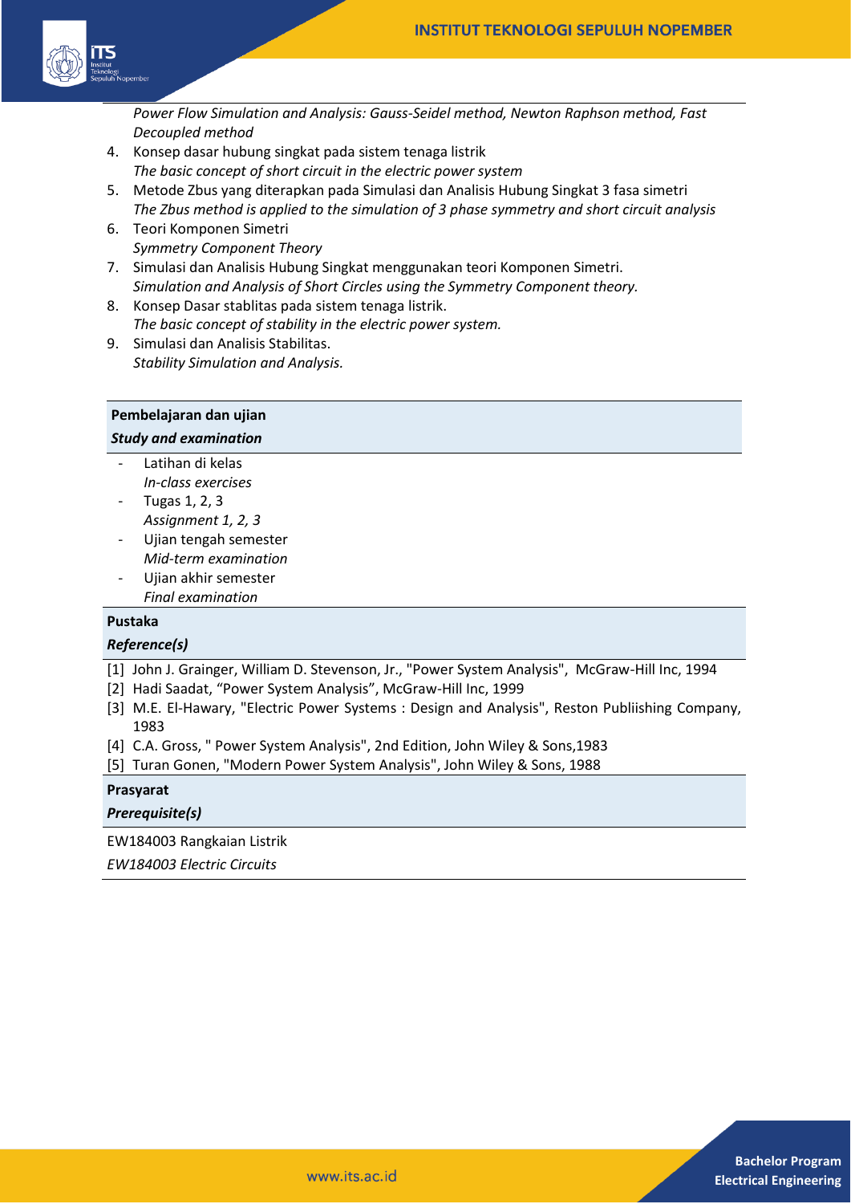*Power Flow Simulation and Analysis: Gauss-Seidel method, Newton Raphson method, Fast Decoupled method*

4. Konsep dasar hubung singkat pada sistem tenaga listrik
   *The basic concept of short circuit in the electric power system*
5. Metode Zbus yang diterapkan pada Simulasi dan Analisis Hubung Singkat 3 fasa simetri
   *The Zbus method is applied to the simulation of 3 phase symmetry and short circuit analysis*
6. Teori Komponen Simetri
   *Symmetry Component Theory*
7. Simulasi dan Analisis Hubung Singkat menggunakan teori Komponen Simetri.
   *Simulation and Analysis of Short Circles using the Symmetry Component theory.*
8. Konsep Dasar stablitas pada sistem tenaga listrik.
   *The basic concept of stability in the electric power system.*
9. Simulasi dan Analisis Stabilitas.
   *Stability Simulation and Analysis.*

**Pembelajaran dan ujian**
***Study and examination***

- Latihan di kelas
  *In-class exercises*
- Tugas 1, 2, 3
  *Assignment 1, 2, 3*
- Ujian tengah semester
  *Mid-term examination*
- Ujian akhir semester
  *Final examination*

**Pustaka**
***Reference(s)***

[1] John J. Grainger, William D. Stevenson, Jr., "Power System Analysis", McGraw-Hill Inc, 1994
[2] Hadi Saadat, "Power System Analysis", McGraw-Hill Inc, 1999
[3] M.E. El-Hawary, "Electric Power Systems : Design and Analysis", Reston Publiishing Company, 1983
[4] C.A. Gross, " Power System Analysis", 2nd Edition, John Wiley & Sons,1983
[5] Turan Gonen, "Modern Power System Analysis", John Wiley & Sons, 1988

**Prasyarat**
***Prerequisite(s)***

EW184003 Rangkaian Listrik
*EW184003 Electric Circuits*